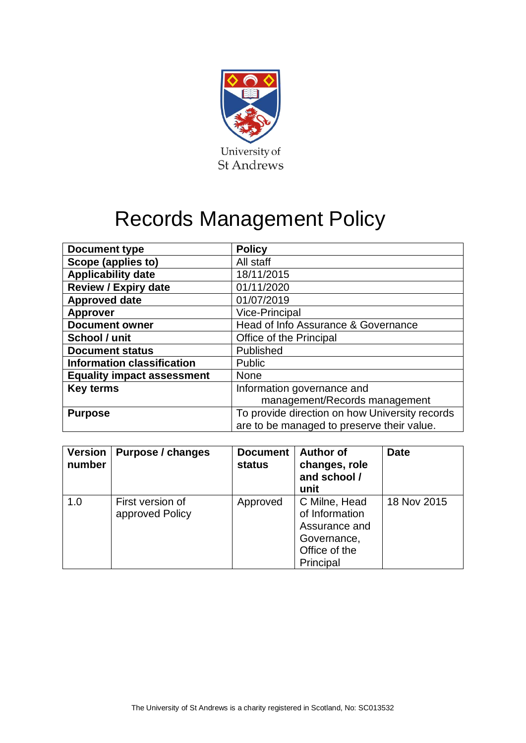University of St Andrews

# Records Management Policy

| Document type | Policy |
|---|---|
| Scope (applies to) | All staff |
| Applicability date | 18/11/2015 |
| Review / Expiry date | 01/11/2020 |
| Approved date | 01/07/2019 |
| Approver | Vice-Principal |
| Document owner | Head of Info Assurance & Governance |
| School / unit | Office of the Principal |
| Document status | Published |
| Information classification | Public |
| Equality impact assessment | None |
| Key terms | Information governance and management/Records management |
| Purpose | To provide direction on how University records are to be managed to preserve their value. |

| Version number | Purpose / changes | Document status | Author of changes, role and school / unit | Date |
|---|---|---|---|---|
| 1.0 | First version of approved Policy | Approved | C Milne, Head of Information Assurance and Governance, Office of the Principal | 18 Nov 2015 |

The University of St Andrews is a charity registered in Scotland, No: SC013532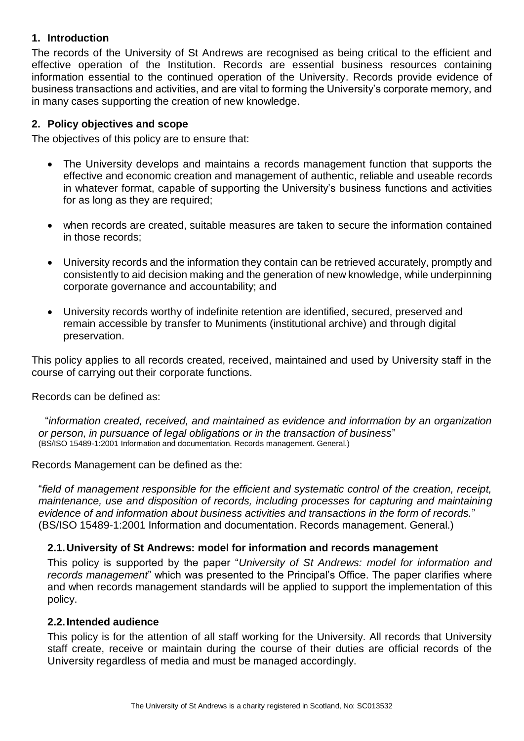## 1. Introduction

The records of the University of St Andrews are recognised as being critical to the efficient and effective operation of the Institution. Records are essential business resources containing information essential to the continued operation of the University. Records provide evidence of business transactions and activities, and are vital to forming the University's corporate memory, and in many cases supporting the creation of new knowledge.

## 2. Policy objectives and scope

The objectives of this policy are to ensure that:

- The University develops and maintains a records management function that supports the effective and economic creation and management of authentic, reliable and useable records in whatever format, capable of supporting the University's business functions and activities for as long as they are required;
- when records are created, suitable measures are taken to secure the information contained in those records;
- University records and the information they contain can be retrieved accurately, promptly and consistently to aid decision making and the generation of new knowledge, while underpinning corporate governance and accountability; and
- University records worthy of indefinite retention are identified, secured, preserved and remain accessible by transfer to Muniments (institutional archive) and through digital preservation.

This policy applies to all records created, received, maintained and used by University staff in the course of carrying out their corporate functions.

Records can be defined as:

> "*information created, received, and maintained as evidence and information by an organization or person, in pursuance of legal obligations or in the transaction of business*"
> (BS/ISO 15489-1:2001 Information and documentation. Records management. General.)

Records Management can be defined as the:

> "*field of management responsible for the efficient and systematic control of the creation, receipt, maintenance, use and disposition of records, including processes for capturing and maintaining evidence of and information about business activities and transactions in the form of records.*"
> (BS/ISO 15489-1:2001 Information and documentation. Records management. General.)

### 2.1. University of St Andrews: model for information and records management

This policy is supported by the paper "*University of St Andrews: model for information and records management*" which was presented to the Principal's Office. The paper clarifies where and when records management standards will be applied to support the implementation of this policy.

### 2.2. Intended audience

This policy is for the attention of all staff working for the University. All records that University staff create, receive or maintain during the course of their duties are official records of the University regardless of media and must be managed accordingly.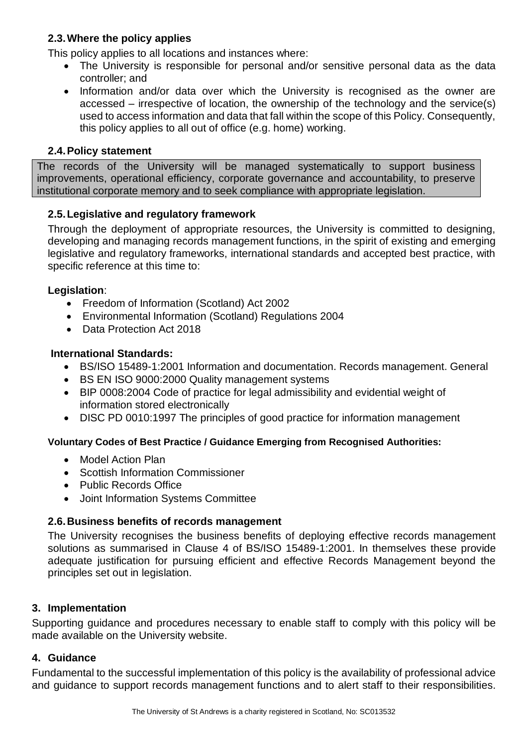### 2.3. Where the policy applies

This policy applies to all locations and instances where:

- The University is responsible for personal and/or sensitive personal data as the data controller; and
- Information and/or data over which the University is recognised as the owner are accessed – irrespective of location, the ownership of the technology and the service(s) used to access information and data that fall within the scope of this Policy. Consequently, this policy applies to all out of office (e.g. home) working.

### 2.4. Policy statement

The records of the University will be managed systematically to support business improvements, operational efficiency, corporate governance and accountability, to preserve institutional corporate memory and to seek compliance with appropriate legislation.

### 2.5. Legislative and regulatory framework

Through the deployment of appropriate resources, the University is committed to designing, developing and managing records management functions, in the spirit of existing and emerging legislative and regulatory frameworks, international standards and accepted best practice, with specific reference at this time to:

**Legislation**:

- Freedom of Information (Scotland) Act 2002
- Environmental Information (Scotland) Regulations 2004
- Data Protection Act 2018

**International Standards:**

- BS/ISO 15489-1:2001 Information and documentation. Records management. General
- BS EN ISO 9000:2000 Quality management systems
- BIP 0008:2004 Code of practice for legal admissibility and evidential weight of information stored electronically
- DISC PD 0010:1997 The principles of good practice for information management

**Voluntary Codes of Best Practice / Guidance Emerging from Recognised Authorities:**

- Model Action Plan
- Scottish Information Commissioner
- Public Records Office
- Joint Information Systems Committee

### 2.6. Business benefits of records management

The University recognises the business benefits of deploying effective records management solutions as summarised in Clause 4 of BS/ISO 15489-1:2001. In themselves these provide adequate justification for pursuing efficient and effective Records Management beyond the principles set out in legislation.

## 3. Implementation

Supporting guidance and procedures necessary to enable staff to comply with this policy will be made available on the University website.

## 4. Guidance

Fundamental to the successful implementation of this policy is the availability of professional advice and guidance to support records management functions and to alert staff to their responsibilities.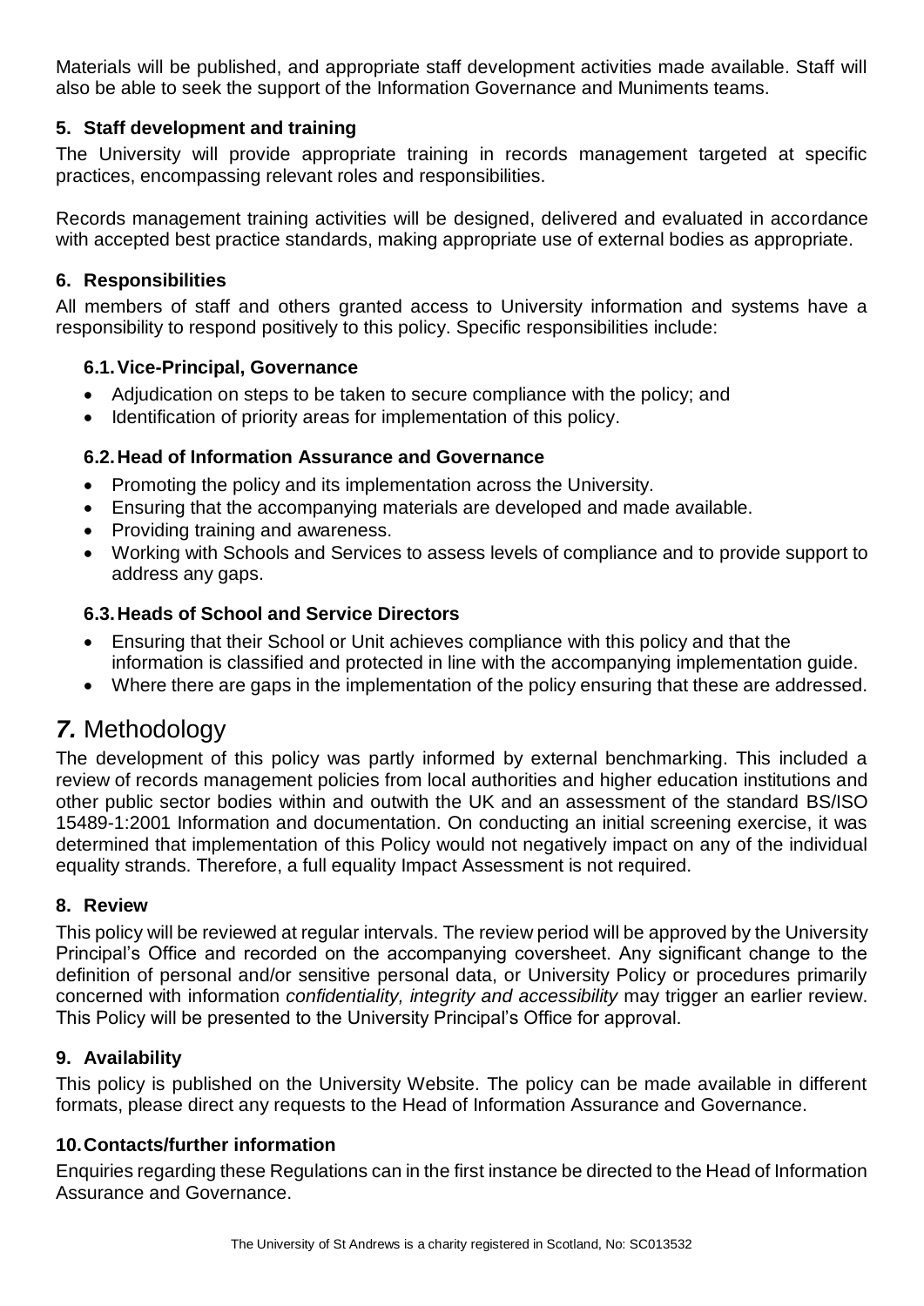Materials will be published, and appropriate staff development activities made available. Staff will also be able to seek the support of the Information Governance and Muniments teams.

### 5. Staff development and training

The University will provide appropriate training in records management targeted at specific practices, encompassing relevant roles and responsibilities.

Records management training activities will be designed, delivered and evaluated in accordance with accepted best practice standards, making appropriate use of external bodies as appropriate.

### 6. Responsibilities

All members of staff and others granted access to University information and systems have a responsibility to respond positively to this policy. Specific responsibilities include:

#### 6.1. Vice-Principal, Governance

- Adjudication on steps to be taken to secure compliance with the policy; and
- Identification of priority areas for implementation of this policy.

#### 6.2. Head of Information Assurance and Governance

- Promoting the policy and its implementation across the University.
- Ensuring that the accompanying materials are developed and made available.
- Providing training and awareness.
- Working with Schools and Services to assess levels of compliance and to provide support to address any gaps.

#### 6.3. Heads of School and Service Directors

- Ensuring that their School or Unit achieves compliance with this policy and that the information is classified and protected in line with the accompanying implementation guide.
- Where there are gaps in the implementation of the policy ensuring that these are addressed.

## *7.* Methodology

The development of this policy was partly informed by external benchmarking. This included a review of records management policies from local authorities and higher education institutions and other public sector bodies within and outwith the UK and an assessment of the standard BS/ISO 15489-1:2001 Information and documentation. On conducting an initial screening exercise, it was determined that implementation of this Policy would not negatively impact on any of the individual equality strands. Therefore, a full equality Impact Assessment is not required.

### 8. Review

This policy will be reviewed at regular intervals. The review period will be approved by the University Principal's Office and recorded on the accompanying coversheet. Any significant change to the definition of personal and/or sensitive personal data, or University Policy or procedures primarily concerned with information *confidentiality, integrity and accessibility* may trigger an earlier review. This Policy will be presented to the University Principal's Office for approval.

### 9. Availability

This policy is published on the University Website. The policy can be made available in different formats, please direct any requests to the Head of Information Assurance and Governance.

### 10. Contacts/further information

Enquiries regarding these Regulations can in the first instance be directed to the Head of Information Assurance and Governance.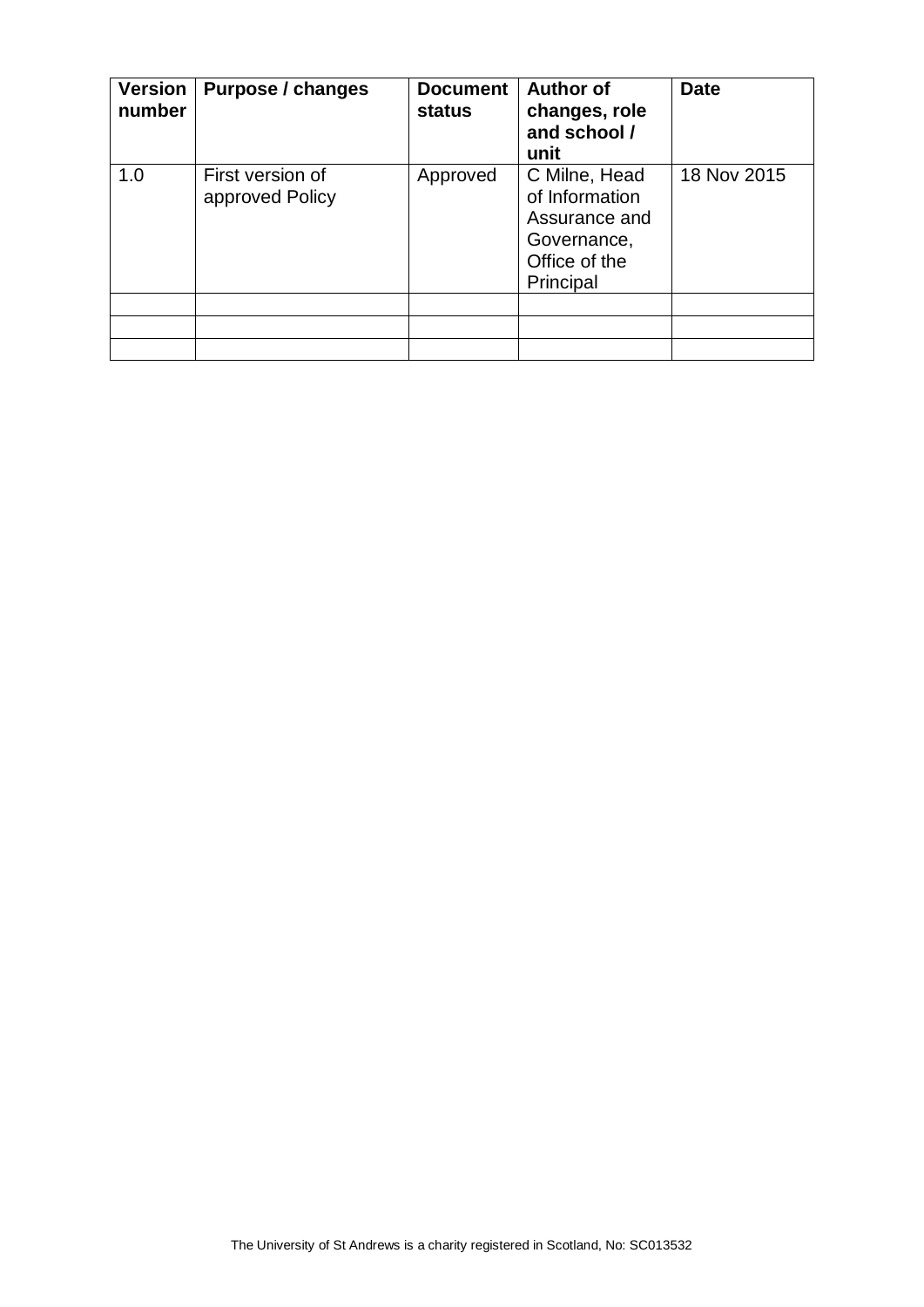| Version number | Purpose / changes | Document status | Author of changes, role and school / unit | Date |
| --- | --- | --- | --- | --- |
| 1.0 | First version of approved Policy | Approved | C Milne, Head of Information Assurance and Governance, Office of the Principal | 18 Nov 2015 |
| | | | | |
| | | | | |
| | | | | |